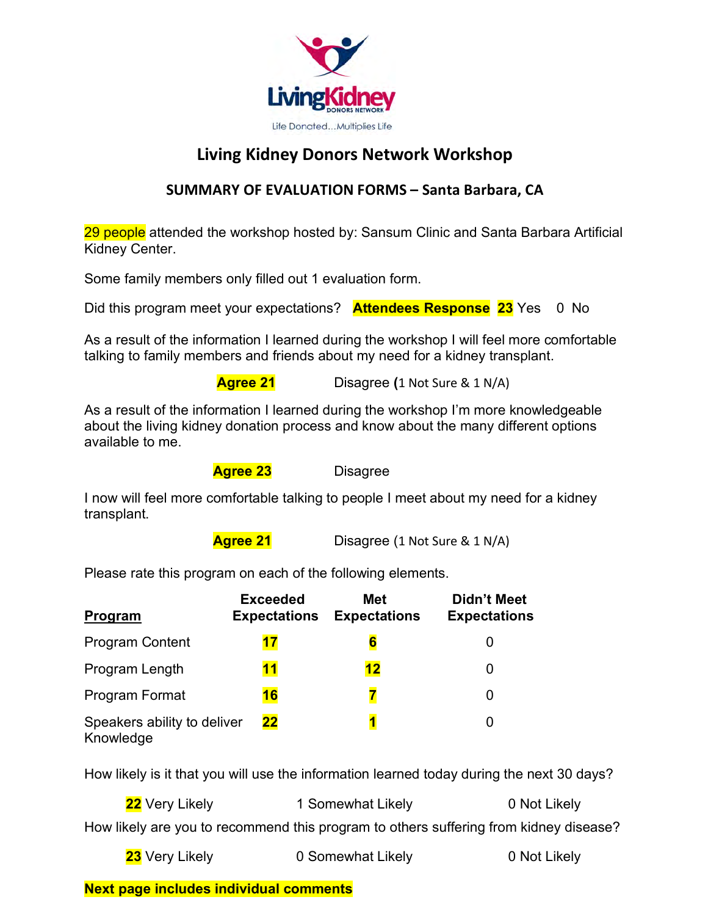Living Kidney Donors Network

Life Donated...Multiplies Life

# Living Kidney Donors Network Workshop

## SUMMARY OF EVALUATION FORMS – Santa Barbara, CA

29 people attended the workshop hosted by: Sansum Clinic and Santa Barbara Artificial Kidney Center.

Some family members only filled out 1 evaluation form.

Did this program meet your expectations? **Attendees Response** **23** Yes 0 No

As a result of the information I learned during the workshop I will feel more comfortable talking to family members and friends about my need for a kidney transplant.

**Agree 21** Disagree (1 Not Sure & 1 N/A)

As a result of the information I learned during the workshop I'm more knowledgeable about the living kidney donation process and know about the many different options available to me.

**Agree 23** Disagree

I now will feel more comfortable talking to people I meet about my need for a kidney transplant.

**Agree 21** Disagree (1 Not Sure & 1 N/A)

Please rate this program on each of the following elements.

| **Program** | **Exceeded Expectations** | **Met Expectations** | **Didn't Meet Expectations** |
|---|---|---|---|
| Program Content | **17** | **6** | 0 |
| Program Length | **11** | **12** | 0 |
| Program Format | **16** | **7** | 0 |
| Speakers ability to deliver Knowledge | **22** | **1** | 0 |

How likely is it that you will use the information learned today during the next 30 days?

**22** Very Likely 1 Somewhat Likely 0 Not Likely

How likely are you to recommend this program to others suffering from kidney disease?

**23** Very Likely 0 Somewhat Likely 0 Not Likely

**Next page includes individual comments**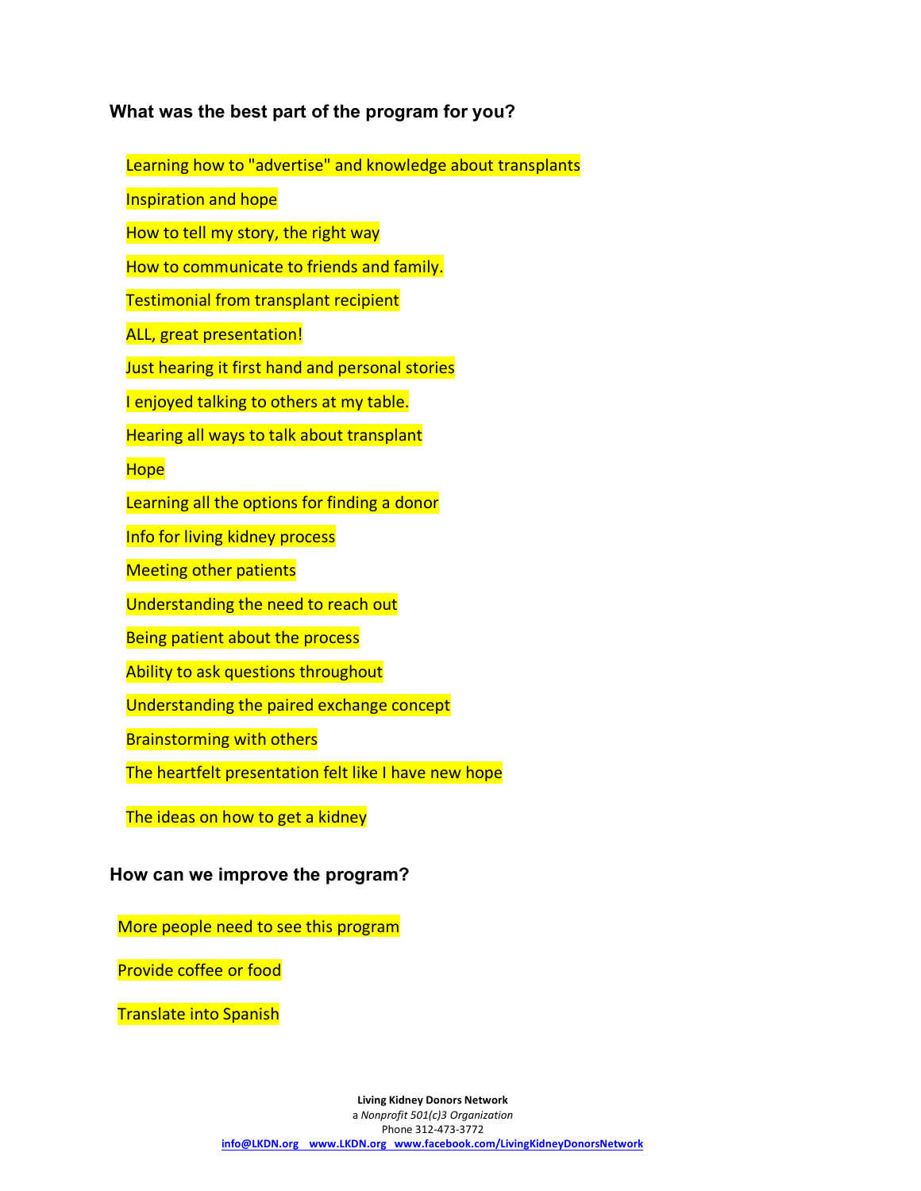### What was the best part of the program for you?

Learning how to "advertise" and knowledge about transplants

Inspiration and hope

How to tell my story, the right way

How to communicate to friends and family.

Testimonial from transplant recipient

ALL, great presentation!

Just hearing it first hand and personal stories

I enjoyed talking to others at my table.

Hearing all ways to talk about transplant

Hope

Learning all the options for finding a donor

Info for living kidney process

Meeting other patients

Understanding the need to reach out

Being patient about the process

Ability to ask questions throughout

Understanding the paired exchange concept

Brainstorming with others

The heartfelt presentation felt like I have new hope

The ideas on how to get a kidney

### How can we improve the program?

More people need to see this program

Provide coffee or food

Translate into Spanish

**Living Kidney Donors Network**
a *Nonprofit 501(c)3 Organization*
Phone 312-473-3772
info@LKDN.org www.LKDN.org www.facebook.com/LivingKidneyDonorsNetwork